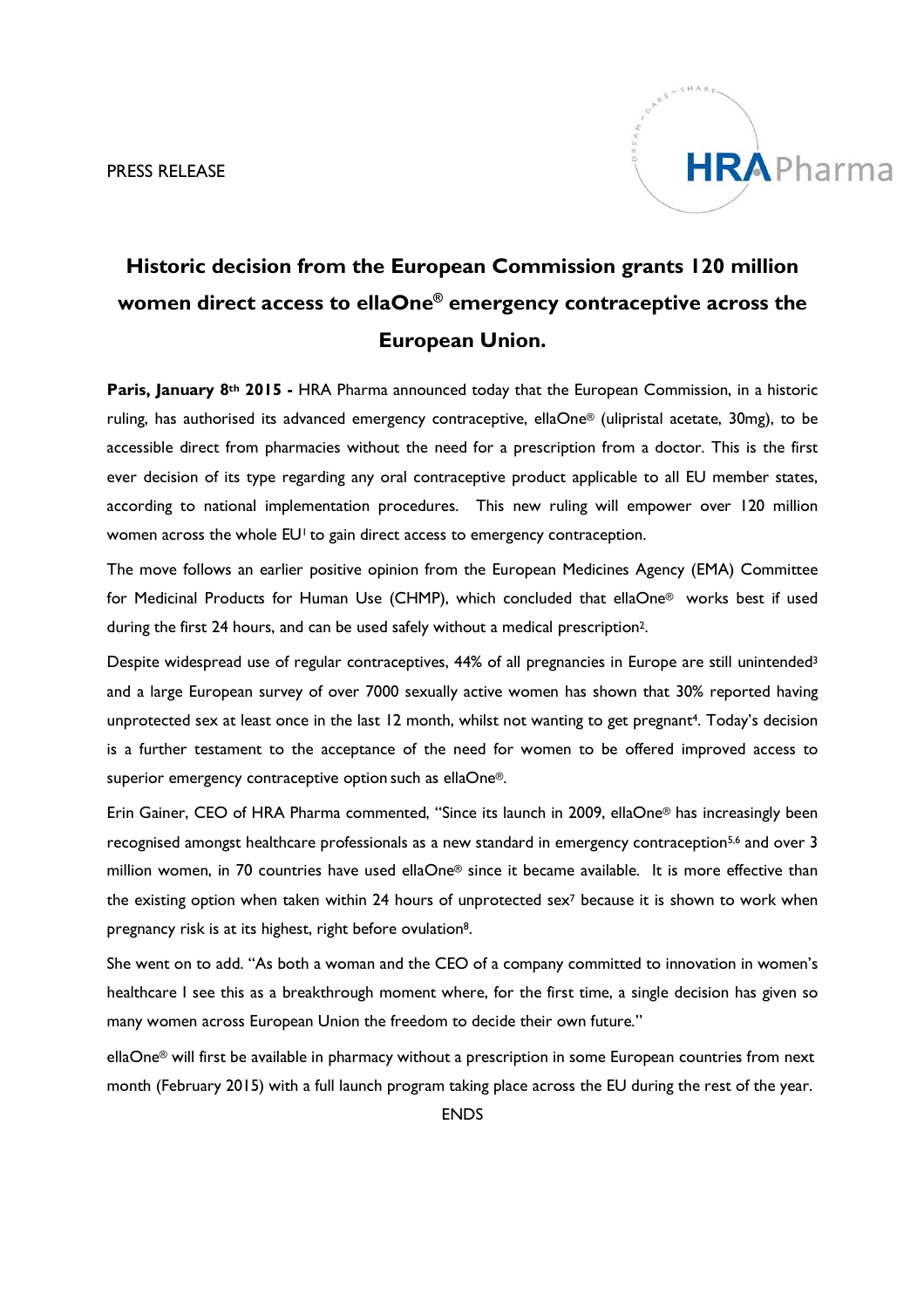PRESS RELEASE

# Historic decision from the European Commission grants 120 million women direct access to ellaOne® emergency contraceptive across the European Union.

**Paris, January 8th 2015 -** HRA Pharma announced today that the European Commission, in a historic ruling, has authorised its advanced emergency contraceptive, ellaOne® (ulipristal acetate, 30mg), to be accessible direct from pharmacies without the need for a prescription from a doctor. This is the first ever decision of its type regarding any oral contraceptive product applicable to all EU member states, according to national implementation procedures. This new ruling will empower over 120 million women across the whole EU[1] to gain direct access to emergency contraception.

The move follows an earlier positive opinion from the European Medicines Agency (EMA) Committee for Medicinal Products for Human Use (CHMP), which concluded that ellaOne® works best if used during the first 24 hours, and can be used safely without a medical prescription[2].

Despite widespread use of regular contraceptives, 44% of all pregnancies in Europe are still unintended[3] and a large European survey of over 7000 sexually active women has shown that 30% reported having unprotected sex at least once in the last 12 month, whilst not wanting to get pregnant[4]. Today's decision is a further testament to the acceptance of the need for women to be offered improved access to superior emergency contraceptive option such as ellaOne®.

Erin Gainer, CEO of HRA Pharma commented, "Since its launch in 2009, ellaOne® has increasingly been recognised amongst healthcare professionals as a new standard in emergency contraception[5,6] and over 3 million women, in 70 countries have used ellaOne® since it became available. It is more effective than the existing option when taken within 24 hours of unprotected sex[7] because it is shown to work when pregnancy risk is at its highest, right before ovulation[8].

She went on to add. "As both a woman and the CEO of a company committed to innovation in women's healthcare I see this as a breakthrough moment where, for the first time, a single decision has given so many women across European Union the freedom to decide their own future."

ellaOne® will first be available in pharmacy without a prescription in some European countries from next month (February 2015) with a full launch program taking place across the EU during the rest of the year.

ENDS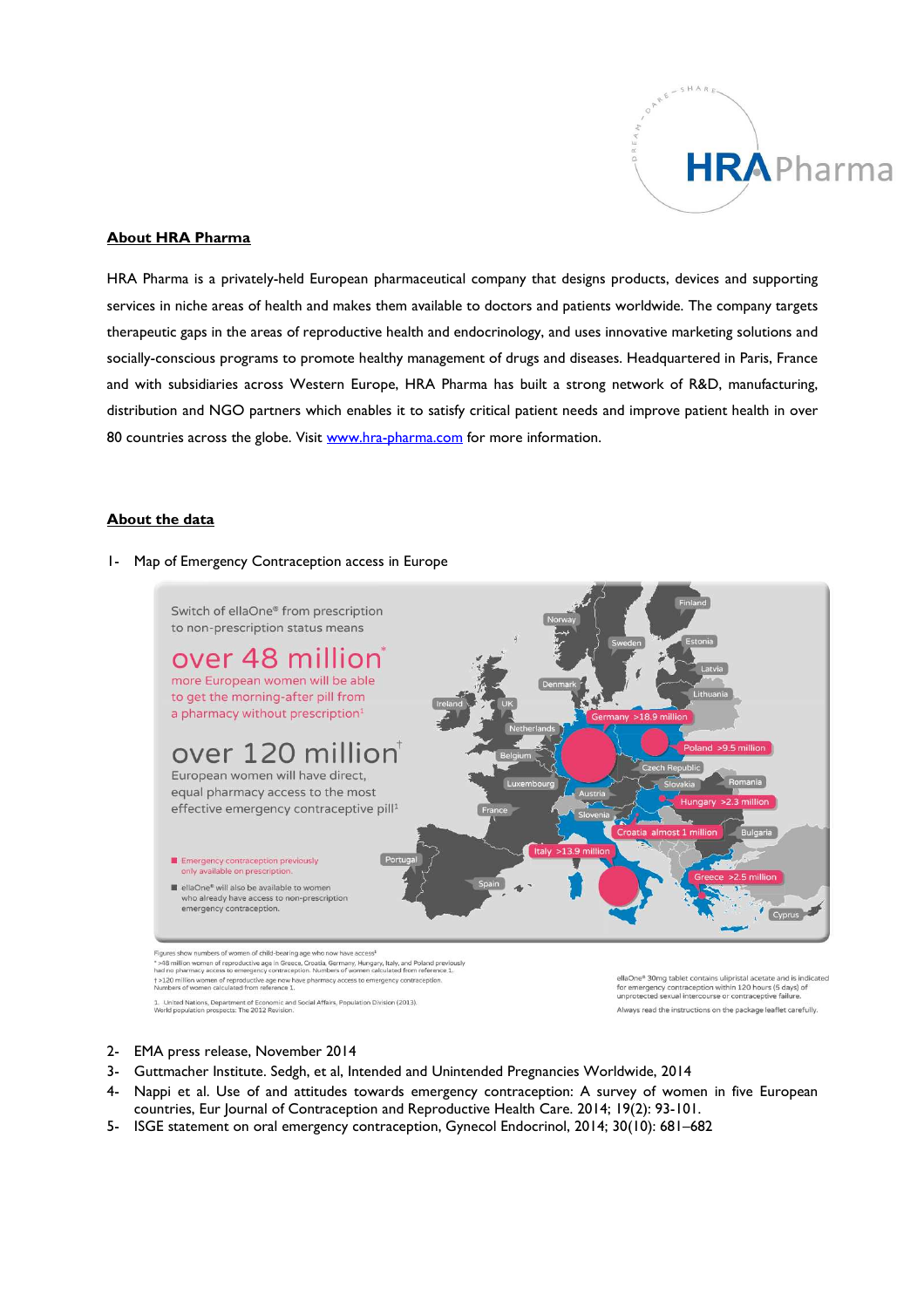## About HRA Pharma

HRA Pharma is a privately-held European pharmaceutical company that designs products, devices and supporting services in niche areas of health and makes them available to doctors and patients worldwide. The company targets therapeutic gaps in the areas of reproductive health and endocrinology, and uses innovative marketing solutions and socially-conscious programs to promote healthy management of drugs and diseases. Headquartered in Paris, France and with subsidiaries across Western Europe, HRA Pharma has built a strong network of R&D, manufacturing, distribution and NGO partners which enables it to satisfy critical patient needs and improve patient health in over 80 countries across the globe. Visit www.hra-pharma.com for more information.

## About the data

1- Map of Emergency Contraception access in Europe

Switch of ellaOne® from prescription to non-prescription status means

**over 48 million*** more European women will be able to get the morning-after pill from a pharmacy without prescription[1]

**over 120 million†** European women will have direct, equal pharmacy access to the most effective emergency contraceptive pill[1]

- Emergency contraception previously only available on prescription.
- ellaOne® will also be available to women who already have access to non-prescription emergency contraception.

Germany >18.9 million; Poland >9.5 million; Hungary >2.3 million; Croatia almost 1 million; Italy >13.9 million; Greece >2.5 million

Figures show numbers of women of child-bearing age who now have access[1]
* >48 million women of reproductive age in Greece, Croatia, Germany, Hungary, Italy, and Poland previously had no pharmacy access to emergency contraception. Numbers of women calculated from reference 1.
† >120 million women of reproductive age now have pharmacy access to emergency contraception. Numbers of women calculated from reference 1.

1. United Nations, Department of Economic and Social Affairs, Population Division (2013). World population prospects: The 2012 Revision.

ellaOne® 30mg tablet contains ulipristal acetate and is indicated for emergency contraception within 120 hours (5 days) of unprotected sexual intercourse or contraceptive failure.
Always read the instructions on the package leaflet carefully.

2- EMA press release, November 2014
3- Guttmacher Institute. Sedgh, et al, Intended and Unintended Pregnancies Worldwide, 2014
4- Nappi et al. Use of and attitudes towards emergency contraception: A survey of women in five European countries, Eur Journal of Contraception and Reproductive Health Care. 2014; 19(2): 93-101.
5- ISGE statement on oral emergency contraception, Gynecol Endocrinol, 2014; 30(10): 681–682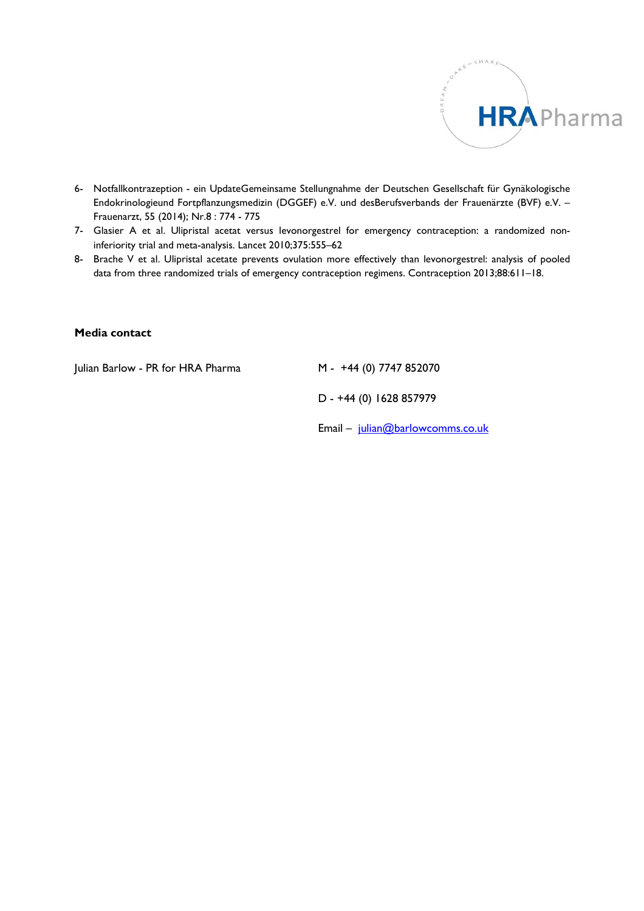6- Notfallkontrazeption - ein UpdateGemeinsame Stellungnahme der Deutschen Gesellschaft für Gynäkologische Endokrinologieund Fortpflanzungsmedizin (DGGEF) e.V. und desBerufsverbands der Frauenärzte (BVF) e.V. – Frauenarzt, 55 (2014); Nr.8 : 774 - 775

7- Glasier A et al. Ulipristal acetat versus levonorgestrel for emergency contraception: a randomized non-inferiority trial and meta-analysis. Lancet 2010;375:555–62

8- Brache V et al. Ulipristal acetate prevents ovulation more effectively than levonorgestrel: analysis of pooled data from three randomized trials of emergency contraception regimens. Contraception 2013;88:611–18.

**Media contact**

Julian Barlow - PR for HRA Pharma

M - +44 (0) 7747 852070

D - +44 (0) 1628 857979

Email – julian@barlowcomms.co.uk